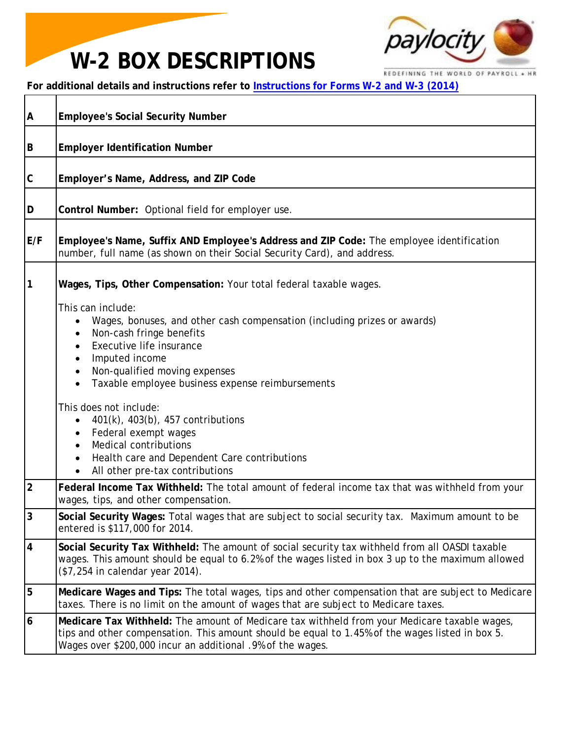# W-2 BOX DESCRIPTIONS

**For additional details and instructions refer to [Instructions for Forms W-2 and W-3 (2014)]()**

| | |
|---|---|
| A | **Employee's Social Security Number** |
| B | **Employer Identification Number** |
| C | **Employer's Name, Address, and ZIP Code** |
| D | **Control Number:** Optional field for employer use. |
| E/F | **Employee's Name, Suffix AND Employee's Address and ZIP Code:** The employee identification number, full name (as shown on their Social Security Card), and address. |
| 1 | **Wages, Tips, Other Compensation:** Your total federal taxable wages.<br><br>This can include:<br>• Wages, bonuses, and other cash compensation (including prizes or awards)<br>• Non-cash fringe benefits<br>• Executive life insurance<br>• Imputed income<br>• Non-qualified moving expenses<br>• Taxable employee business expense reimbursements<br><br>This does not include:<br>• 401(k), 403(b), 457 contributions<br>• Federal exempt wages<br>• Medical contributions<br>• Health care and Dependent Care contributions<br>• All other pre-tax contributions |
| 2 | **Federal Income Tax Withheld:** The total amount of federal income tax that was withheld from your wages, tips, and other compensation. |
| 3 | **Social Security Wages:** Total wages that are subject to social security tax. Maximum amount to be entered is $117,000 for 2014. |
| 4 | **Social Security Tax Withheld:** The amount of social security tax withheld from all OASDI taxable wages. This amount should be equal to 6.2% of the wages listed in box 3 up to the maximum allowed ($7,254 in calendar year 2014). |
| 5 | **Medicare Wages and Tips:** The total wages, tips and other compensation that are subject to Medicare taxes. There is no limit on the amount of wages that are subject to Medicare taxes. |
| 6 | **Medicare Tax Withheld:** The amount of Medicare tax withheld from your Medicare taxable wages, tips and other compensation. This amount should be equal to 1.45% of the wages listed in box 5. Wages over $200,000 incur an additional .9% of the wages. |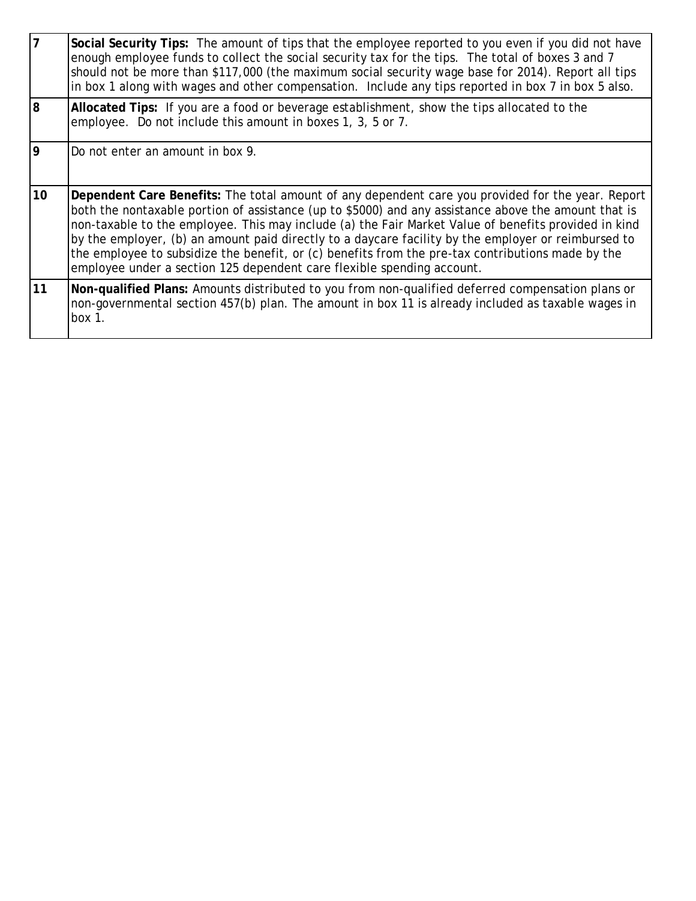| | |
|---|---|
| 7 | **Social Security Tips:** The amount of tips that the employee reported to you even if you did not have enough employee funds to collect the social security tax for the tips. The total of boxes 3 and 7 should not be more than $117,000 (the maximum social security wage base for 2014). Report all tips in box 1 along with wages and other compensation. Include any tips reported in box 7 in box 5 also. |
| 8 | **Allocated Tips:** If you are a food or beverage establishment, show the tips allocated to the employee. Do not include this amount in boxes 1, 3, 5 or 7. |
| 9 | Do not enter an amount in box 9. |
| 10 | **Dependent Care Benefits:** The total amount of any dependent care you provided for the year. Report both the nontaxable portion of assistance (up to $5000) and any assistance above the amount that is non-taxable to the employee. This may include (a) the Fair Market Value of benefits provided in kind by the employer, (b) an amount paid directly to a daycare facility by the employer or reimbursed to the employee to subsidize the benefit, or (c) benefits from the pre-tax contributions made by the employee under a section 125 dependent care flexible spending account. |
| 11 | **Non-qualified Plans:** Amounts distributed to you from non-qualified deferred compensation plans or non-governmental section 457(b) plan. The amount in box 11 is already included as taxable wages in box 1. |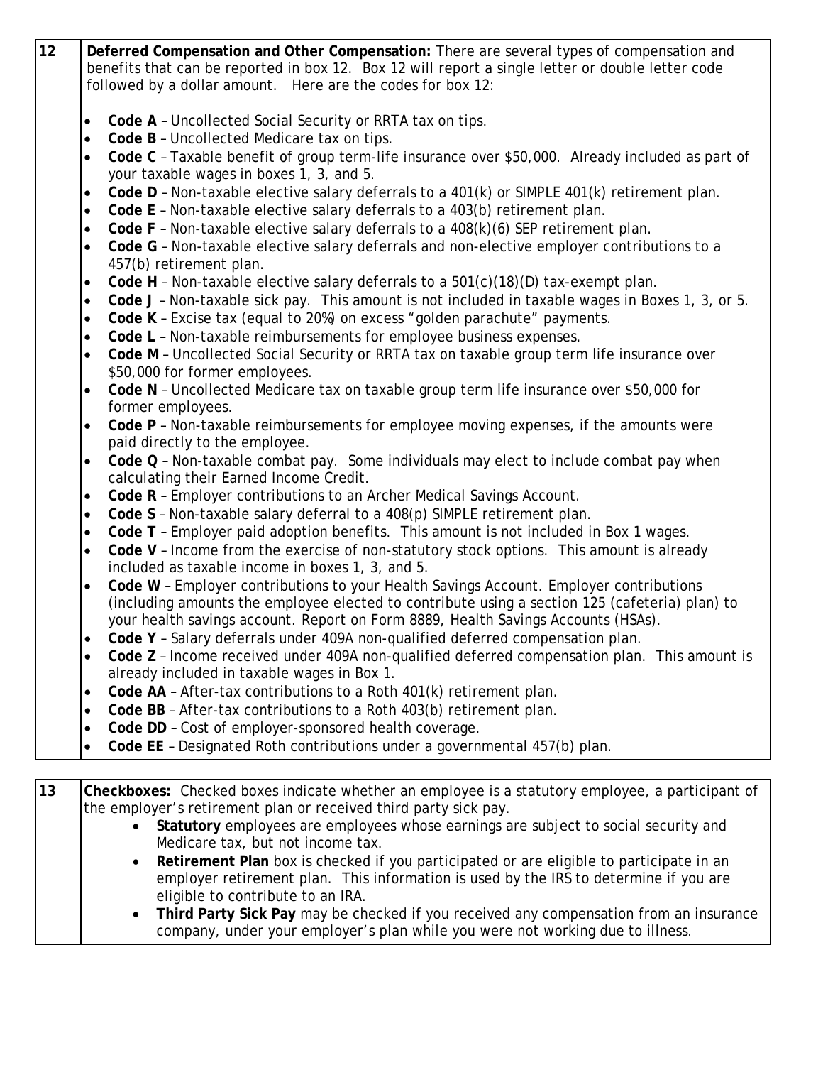| | |
|---|---|
| 12 | **Deferred Compensation and Other Compensation:** There are several types of compensation and benefits that can be reported in box 12. Box 12 will report a single letter or double letter code followed by a dollar amount. Here are the codes for box 12: |

- **Code A** – Uncollected Social Security or RRTA tax on tips.
- **Code B** – Uncollected Medicare tax on tips.
- **Code C** – Taxable benefit of group term-life insurance over $50,000. Already included as part of your taxable wages in boxes 1, 3, and 5.
- **Code D** – Non-taxable elective salary deferrals to a 401(k) or SIMPLE 401(k) retirement plan.
- **Code E** – Non-taxable elective salary deferrals to a 403(b) retirement plan.
- **Code F** – Non-taxable elective salary deferrals to a 408(k)(6) SEP retirement plan.
- **Code G** – Non-taxable elective salary deferrals and non-elective employer contributions to a 457(b) retirement plan.
- **Code H** – Non-taxable elective salary deferrals to a 501(c)(18)(D) tax-exempt plan.
- **Code J** – Non-taxable sick pay. This amount is not included in taxable wages in Boxes 1, 3, or 5.
- **Code K** – Excise tax (equal to 20%) on excess "golden parachute" payments.
- **Code L** – Non-taxable reimbursements for employee business expenses.
- **Code M** – Uncollected Social Security or RRTA tax on taxable group term life insurance over $50,000 for former employees.
- **Code N** – Uncollected Medicare tax on taxable group term life insurance over $50,000 for former employees.
- **Code P** – Non-taxable reimbursements for employee moving expenses, if the amounts were paid directly to the employee.
- **Code Q** – Non-taxable combat pay. Some individuals may elect to include combat pay when calculating their Earned Income Credit.
- **Code R** – Employer contributions to an Archer Medical Savings Account.
- **Code S** – Non-taxable salary deferral to a 408(p) SIMPLE retirement plan.
- **Code T** – Employer paid adoption benefits. This amount is not included in Box 1 wages.
- **Code V** – Income from the exercise of non-statutory stock options. This amount is already included as taxable income in boxes 1, 3, and 5.
- **Code W** – Employer contributions to your Health Savings Account. Employer contributions (including amounts the employee elected to contribute using a section 125 (cafeteria) plan) to your health savings account. Report on Form 8889, Health Savings Accounts (HSAs).
- **Code Y** – Salary deferrals under 409A non-qualified deferred compensation plan.
- **Code Z** – Income received under 409A non-qualified deferred compensation plan. This amount is already included in taxable wages in Box 1.
- **Code AA** – After-tax contributions to a Roth 401(k) retirement plan.
- **Code BB** – After-tax contributions to a Roth 403(b) retirement plan.
- **Code DD** – Cost of employer-sponsored health coverage.
- **Code EE** – Designated Roth contributions under a governmental 457(b) plan.

| | |
|---|---|
| 13 | **Checkboxes:** Checked boxes indicate whether an employee is a statutory employee, a participant of the employer's retirement plan or received third party sick pay. |

- **Statutory** employees are employees whose earnings are subject to social security and Medicare tax, but not income tax.
- **Retirement Plan** box is checked if you participated or are eligible to participate in an employer retirement plan. This information is used by the IRS to determine if you are eligible to contribute to an IRA.
- **Third Party Sick Pay** may be checked if you received any compensation from an insurance company, under your employer's plan while you were not working due to illness.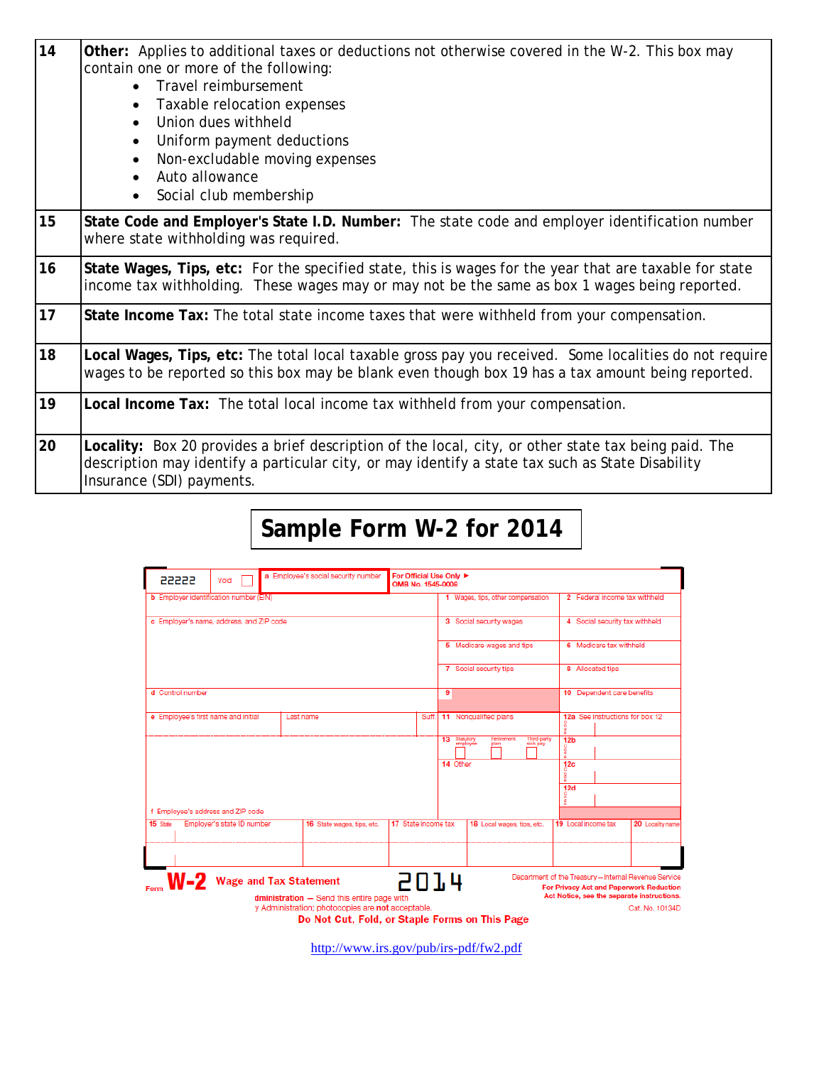| | |
|---|---|
| **14** | **Other:** Applies to additional taxes or deductions not otherwise covered in the W-2. This box may contain one or more of the following:<br>• Travel reimbursement<br>• Taxable relocation expenses<br>• Union dues withheld<br>• Uniform payment deductions<br>• Non-excludable moving expenses<br>• Auto allowance<br>• Social club membership |
| **15** | **State Code and Employer's State I.D. Number:** The state code and employer identification number where state withholding was required. |
| **16** | **State Wages, Tips, etc:** For the specified state, this is wages for the year that are taxable for state income tax withholding. These wages may or may not be the same as box 1 wages being reported. |
| **17** | **State Income Tax:** The total state income taxes that were withheld from your compensation. |
| **18** | **Local Wages, Tips, etc:** The total local taxable gross pay you received. Some localities do not require wages to be reported so this box may be blank even though box 19 has a tax amount being reported. |
| **19** | **Local Income Tax:** The total local income tax withheld from your compensation. |
| **20** | **Locality:** Box 20 provides a brief description of the local, city, or other state tax being paid. The description may identify a particular city, or may identify a state tax such as State Disability Insurance (SDI) payments. |

## Sample Form W-2 for 2014

22222 Void

a Employee's social security number

For Official Use Only ►
OMB No. 1545-0008

b Employer identification number (EIN)

1 Wages, tips, other compensation

2 Federal income tax withheld

c Employer's name, address, and ZIP code

3 Social security wages

4 Social security tax withheld

5 Medicare wages and tips

6 Medicare tax withheld

7 Social security tips

8 Allocated tips

d Control number

9

10 Dependent care benefits

e Employee's first name and initial Last name Suff.

11 Nonqualified plans

12a See instructions for box 12

13 Statutory employee Retirement plan Third-party sick pay

12b

14 Other

12c

12d

f Employee's address and ZIP code

15 State Employer's state ID number

16 State wages, tips, etc.

17 State income tax

18 Local wages, tips, etc.

19 Local income tax

20 Locality name

Form **W-2** Wage and Tax Statement 2014

Department of the Treasury—Internal Revenue Service

dministration — Send this entire page with
y Administration; photocopies are not acceptable.

For Privacy Act and Paperwork Reduction Act Notice, see the separate instructions.

Cat. No. 10134D

Do Not Cut, Fold, or Staple Forms on This Page

http://www.irs.gov/pub/irs-pdf/fw2.pdf